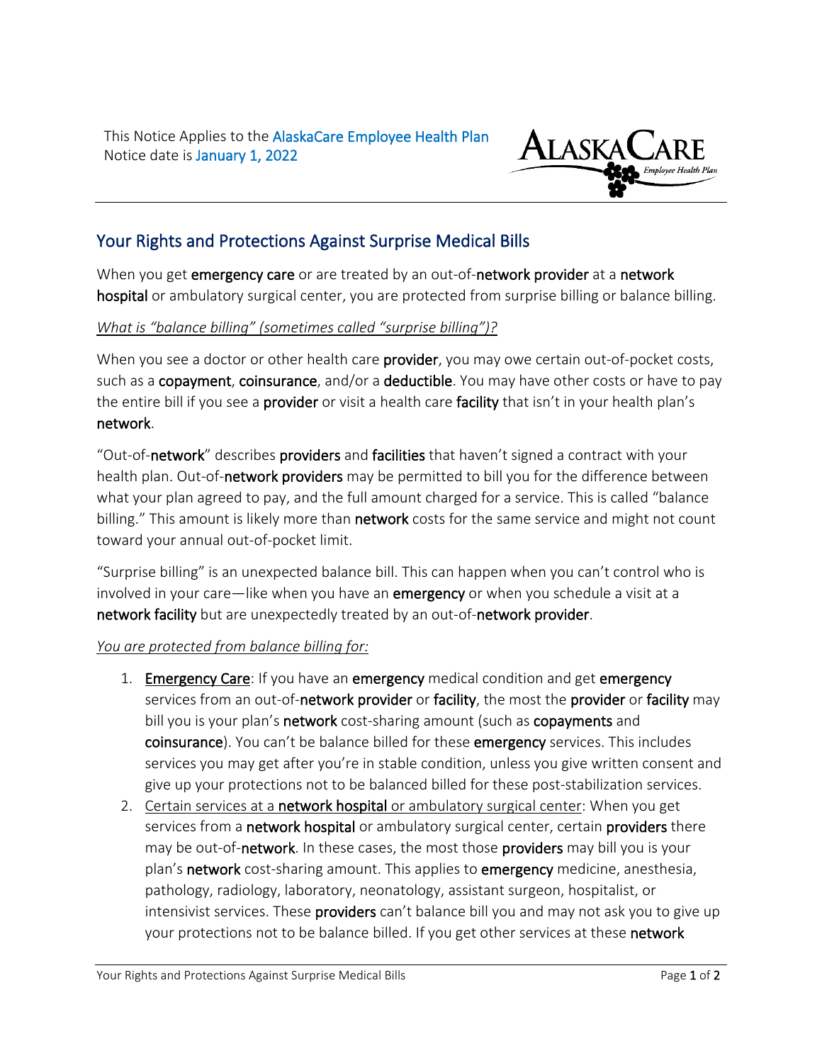This Notice Applies to the AlaskaCare Employee Health Plan
Notice date is January 1, 2022

## Your Rights and Protections Against Surprise Medical Bills

When you get **emergency care** or are treated by an out-of-**network provider** at a **network hospital** or ambulatory surgical center, you are protected from surprise billing or balance billing.

*What is "balance billing" (sometimes called "surprise billing")?*

When you see a doctor or other health care **provider**, you may owe certain out-of-pocket costs, such as a **copayment**, **coinsurance**, and/or a **deductible**. You may have other costs or have to pay the entire bill if you see a **provider** or visit a health care **facility** that isn't in your health plan's **network**.

"Out-of-**network**" describes **providers** and **facilities** that haven't signed a contract with your health plan. Out-of-**network providers** may be permitted to bill you for the difference between what your plan agreed to pay, and the full amount charged for a service. This is called "balance billing." This amount is likely more than **network** costs for the same service and might not count toward your annual out-of-pocket limit.

"Surprise billing" is an unexpected balance bill. This can happen when you can't control who is involved in your care—like when you have an **emergency** or when you schedule a visit at a **network facility** but are unexpectedly treated by an out-of-**network provider**.

*You are protected from balance billing for:*

1. **Emergency Care**: If you have an **emergency** medical condition and get **emergency** services from an out-of-**network provider** or **facility**, the most the **provider** or **facility** may bill you is your plan's **network** cost-sharing amount (such as **copayments** and **coinsurance**). You can't be balance billed for these **emergency** services. This includes services you may get after you're in stable condition, unless you give written consent and give up your protections not to be balanced billed for these post-stabilization services.
2. Certain services at a **network hospital** or ambulatory surgical center: When you get services from a **network hospital** or ambulatory surgical center, certain **providers** there may be out-of-**network**. In these cases, the most those **providers** may bill you is your plan's **network** cost-sharing amount. This applies to **emergency** medicine, anesthesia, pathology, radiology, laboratory, neonatology, assistant surgeon, hospitalist, or intensivist services. These **providers** can't balance bill you and may not ask you to give up your protections not to be balance billed. If you get other services at these **network**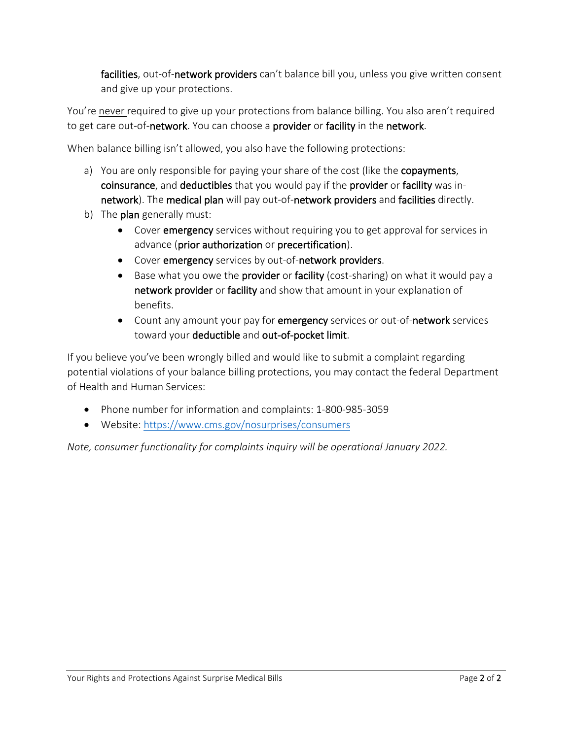**facilities**, out-of-**network providers** can't balance bill you, unless you give written consent and give up your protections.

You're never required to give up your protections from balance billing. You also aren't required to get care out-of-**network**. You can choose a **provider** or **facility** in the **network**.

When balance billing isn't allowed, you also have the following protections:

a) You are only responsible for paying your share of the cost (like the **copayments**, **coinsurance**, and **deductibles** that you would pay if the **provider** or **facility** was in-**network**). The **medical plan** will pay out-of-**network providers** and **facilities** directly.
b) The **plan** generally must:
   - Cover **emergency** services without requiring you to get approval for services in advance (**prior authorization** or **precertification**).
   - Cover **emergency** services by out-of-**network providers**.
   - Base what you owe the **provider** or **facility** (cost-sharing) on what it would pay a **network provider** or **facility** and show that amount in your explanation of benefits.
   - Count any amount your pay for **emergency** services or out-of-**network** services toward your **deductible** and **out-of-pocket limit**.

If you believe you've been wrongly billed and would like to submit a complaint regarding potential violations of your balance billing protections, you may contact the federal Department of Health and Human Services:

- Phone number for information and complaints: 1-800-985-3059
- Website: https://www.cms.gov/nosurprises/consumers

*Note, consumer functionality for complaints inquiry will be operational January 2022.*